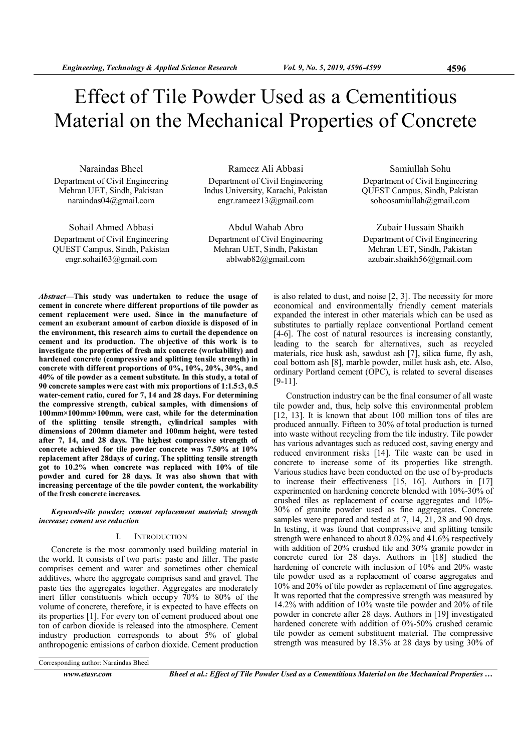# Effect of Tile Powder Used as a Cementitious Material on the Mechanical Properties of Concrete

Naraindas Bheel
Department of Civil Engineering
Mehran UET, Sindh, Pakistan
naraindas04@gmail.com

Rameez Ali Abbasi
Department of Civil Engineering
Indus University, Karachi, Pakistan
engr.rameez13@gmail.com

Samiullah Sohu
Department of Civil Engineering
QUEST Campus, Sindh, Pakistan
sohoosamiullah@gmail.com

Sohail Ahmed Abbasi
Department of Civil Engineering
QUEST Campus, Sindh, Pakistan
engr.sohail63@gmail.com

Abdul Wahab Abro
Department of Civil Engineering
Mehran UET, Sindh, Pakistan
ablwab82@gmail.com

Zubair Hussain Shaikh
Department of Civil Engineering
Mehran UET, Sindh, Pakistan
azubair.shaikh56@gmail.com

***Abstract*—This study was undertaken to reduce the usage of cement in concrete where different proportions of tile powder as cement replacement were used. Since in the manufacture of cement an exuberant amount of carbon dioxide is disposed of in the environment, this research aims to curtail the dependence on cement and its production. The objective of this work is to investigate the properties of fresh mix concrete (workability) and hardened concrete (compressive and splitting tensile strength) in concrete with different proportions of 0%, 10%, 20%, 30%, and 40% of tile powder as a cement substitute. In this study, a total of 90 concrete samples were cast with mix proportions of 1:1.5:3, 0.5 water-cement ratio, cured for 7, 14 and 28 days. For determining the compressive strength, cubical samples, with dimensions of 100mm×100mm×100mm, were cast, while for the determination of the splitting tensile strength, cylindrical samples with dimensions of 200mm diameter and 100mm height, were tested after 7, 14, and 28 days. The highest compressive strength of concrete achieved for tile powder concrete was 7.50% at 10% replacement after 28days of curing. The splitting tensile strength got to 10.2% when concrete was replaced with 10% of tile powder and cured for 28 days. It was also shown that with increasing percentage of the tile powder content, the workability of the fresh concrete increases.**

***Keywords-tile powder; cement replacement material; strength increase; cement use reduction***

## I. Introduction

Concrete is the most commonly used building material in the world. It consists of two parts: paste and filler. The paste comprises cement and water and sometimes other chemical additives, where the aggregate comprises sand and gravel. The paste ties the aggregates together. Aggregates are moderately inert filler constituents which occupy 70% to 80% of the volume of concrete, therefore, it is expected to have effects on its properties [1]. For every ton of cement produced about one ton of carbon dioxide is released into the atmosphere. Cement industry production corresponds to about 5% of global anthropogenic emissions of carbon dioxide. Cement production is also related to dust, and noise [2, 3]. The necessity for more economical and environmentally friendly cement materials expanded the interest in other materials which can be used as substitutes to partially replace conventional Portland cement [4-6]. The cost of natural resources is increasing constantly, leading to the search for alternatives, such as recycled materials, rice husk ash, sawdust ash [7], silica fume, fly ash, coal bottom ash [8], marble powder, millet husk ash, etc. Also, ordinary Portland cement (OPC), is related to several diseases [9-11].

Construction industry can be the final consumer of all waste tile powder and, thus, help solve this environmental problem [12, 13]. It is known that about 100 million tons of tiles are produced annually. Fifteen to 30% of total production is turned into waste without recycling from the tile industry. Tile powder has various advantages such as reduced cost, saving energy and reduced environment risks [14]. Tile waste can be used in concrete to increase some of its properties like strength. Various studies have been conducted on the use of by-products to increase their effectiveness [15, 16]. Authors in [17] experimented on hardening concrete blended with 10%-30% of crushed tiles as replacement of coarse aggregates and 10%-30% of granite powder used as fine aggregates. Concrete samples were prepared and tested at 7, 14, 21, 28 and 90 days. In testing, it was found that compressive and splitting tensile strength were enhanced to about 8.02% and 41.6% respectively with addition of 20% crushed tile and 30% granite powder in concrete cured for 28 days. Authors in [18] studied the hardening of concrete with inclusion of 10% and 20% waste tile powder used as a replacement of coarse aggregates and 10% and 20% of tile powder as replacement of fine aggregates. It was reported that the compressive strength was measured by 14.2% with addition of 10% waste tile powder and 20% of tile powder in concrete after 28 days. Authors in [19] investigated hardened concrete with addition of 0%-50% crushed ceramic tile powder as cement substituent material. The compressive strength was measured by 18.3% at 28 days by using 30% of

Corresponding author: Naraindas Bheel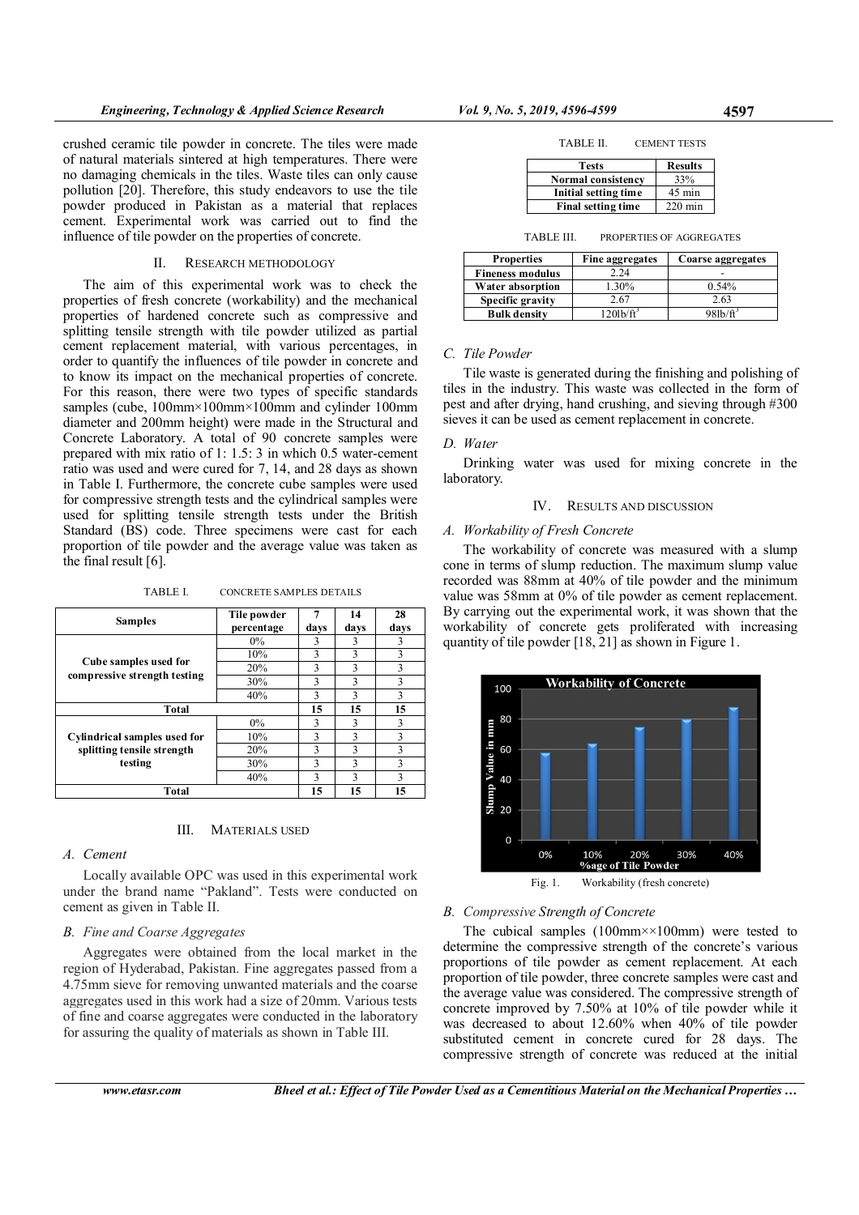crushed ceramic tile powder in concrete. The tiles were made of natural materials sintered at high temperatures. There were no damaging chemicals in the tiles. Waste tiles can only cause pollution [20]. Therefore, this study endeavors to use the tile powder produced in Pakistan as a material that replaces cement. Experimental work was carried out to find the influence of tile powder on the properties of concrete.

## II. RESEARCH METHODOLOGY

The aim of this experimental work was to check the properties of fresh concrete (workability) and the mechanical properties of hardened concrete such as compressive and splitting tensile strength with tile powder utilized as partial cement replacement material, with various percentages, in order to quantify the influences of tile powder in concrete and to know its impact on the mechanical properties of concrete. For this reason, there were two types of specific standards samples (cube, 100mm×100mm×100mm and cylinder 100mm diameter and 200mm height) were made in the Structural and Concrete Laboratory. A total of 90 concrete samples were prepared with mix ratio of 1: 1.5: 3 in which 0.5 water-cement ratio was used and were cured for 7, 14, and 28 days as shown in Table I. Furthermore, the concrete cube samples were used for compressive strength tests and the cylindrical samples were used for splitting tensile strength tests under the British Standard (BS) code. Three specimens were cast for each proportion of tile powder and the average value was taken as the final result [6].

TABLE I. CONCRETE SAMPLES DETAILS

| Samples | Tile powder percentage | 7 days | 14 days | 28 days |
|---|---|---|---|---|
| Cube samples used for compressive strength testing | 0% | 3 | 3 | 3 |
| | 10% | 3 | 3 | 3 |
| | 20% | 3 | 3 | 3 |
| | 30% | 3 | 3 | 3 |
| | 40% | 3 | 3 | 3 |
| Total | | 15 | 15 | 15 |
| Cylindrical samples used for splitting tensile strength testing | 0% | 3 | 3 | 3 |
| | 10% | 3 | 3 | 3 |
| | 20% | 3 | 3 | 3 |
| | 30% | 3 | 3 | 3 |
| | 40% | 3 | 3 | 3 |
| Total | | 15 | 15 | 15 |

## III. MATERIALS USED

### A. Cement

Locally available OPC was used in this experimental work under the brand name "Pakland". Tests were conducted on cement as given in Table II.

### B. Fine and Coarse Aggregates

Aggregates were obtained from the local market in the region of Hyderabad, Pakistan. Fine aggregates passed from a 4.75mm sieve for removing unwanted materials and the coarse aggregates used in this work had a size of 20mm. Various tests of fine and coarse aggregates were conducted in the laboratory for assuring the quality of materials as shown in Table III.

TABLE II. CEMENT TESTS

| Tests | Results |
|---|---|
| Normal consistency | 33% |
| Initial setting time | 45 min |
| Final setting time | 220 min |

TABLE III. PROPERTIES OF AGGREGATES

| Properties | Fine aggregates | Coarse aggregates |
|---|---|---|
| Fineness modulus | 2.24 | - |
| Water absorption | 1.30% | 0.54% |
| Specific gravity | 2.67 | 2.63 |
| Bulk density | $120 lb/ft^3$ | $98 lb/ft^3$ |

### C. Tile Powder

Tile waste is generated during the finishing and polishing of tiles in the industry. This waste was collected in the form of pest and after drying, hand crushing, and sieving through #300 sieves it can be used as cement replacement in concrete.

### D. Water

Drinking water was used for mixing concrete in the laboratory.

## IV. RESULTS AND DISCUSSION

### A. Workability of Fresh Concrete

The workability of concrete was measured with a slump cone in terms of slump reduction. The maximum slump value recorded was 88mm at 40% of tile powder and the minimum value was 58mm at 0% of tile powder as cement replacement. By carrying out the experimental work, it was shown that the workability of concrete gets proliferated with increasing quantity of tile powder [18, 21] as shown in Figure 1.

Fig. 1. Workability (fresh concrete)

### B. Compressive Strength of Concrete

The cubical samples (100mm××100mm) were tested to determine the compressive strength of the concrete's various proportions of tile powder as cement replacement. At each proportion of tile powder, three concrete samples were cast and the average value was considered. The compressive strength of concrete improved by 7.50% at 10% of tile powder while it was decreased to about 12.60% when 40% of tile powder substituted cement in concrete cured for 28 days. The compressive strength of concrete was reduced at the initial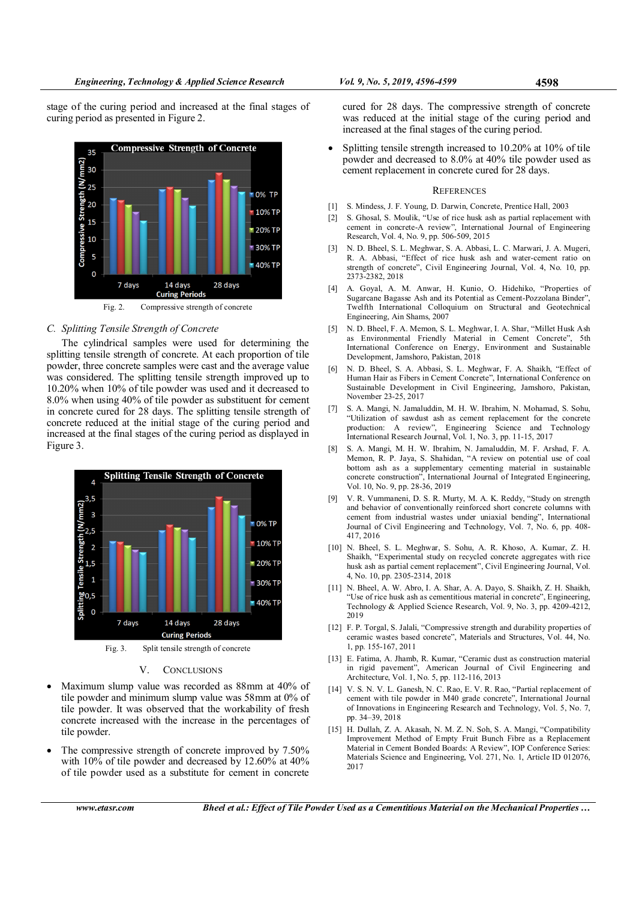stage of the curing period and increased at the final stages of curing period as presented in Figure 2.

Fig. 2. Compressive strength of concrete

### C. Splitting Tensile Strength of Concrete

The cylindrical samples were used for determining the splitting tensile strength of concrete. At each proportion of tile powder, three concrete samples were cast and the average value was considered. The splitting tensile strength improved up to 10.20% when 10% of tile powder was used and it decreased to 8.0% when using 40% of tile powder as substituent for cement in concrete cured for 28 days. The splitting tensile strength of concrete reduced at the initial stage of the curing period and increased at the final stages of the curing period as displayed in Figure 3.

Fig. 3. Split tensile strength of concrete

## V. CONCLUSIONS

- Maximum slump value was recorded as 88mm at 40% of tile powder and minimum slump value was 58mm at 0% of tile powder. It was observed that the workability of fresh concrete increased with the increase in the percentages of tile powder.
- The compressive strength of concrete improved by 7.50% with 10% of tile powder and decreased by 12.60% at 40% of tile powder used as a substitute for cement in concrete cured for 28 days. The compressive strength of concrete was reduced at the initial stage of the curing period and increased at the final stages of the curing period.
- Splitting tensile strength increased to 10.20% at 10% of tile powder and decreased to 8.0% at 40% tile powder used as cement replacement in concrete cured for 28 days.

## REFERENCES

[1] S. Mindess, J. F. Young, D. Darwin, Concrete, Prentice Hall, 2003

[2] S. Ghosal, S. Moulik, "Use of rice husk ash as partial replacement with cement in concrete-A review", International Journal of Engineering Research, Vol. 4, No. 9, pp. 506-509, 2015

[3] N. D. Bheel, S. L. Meghwar, S. A. Abbasi, L. C. Marwari, J. A. Mugeri, R. A. Abbasi, "Effect of rice husk ash and water-cement ratio on strength of concrete", Civil Engineering Journal, Vol. 4, No. 10, pp. 2373-2382, 2018

[4] A. Goyal, A. M. Anwar, H. Kunio, O. Hidehiko, "Properties of Sugarcane Bagasse Ash and its Potential as Cement-Pozzolana Binder", Twelfth International Colloquium on Structural and Geotechnical Engineering, Ain Shams, 2007

[5] N. D. Bheel, F. A. Memon, S. L. Meghwar, I. A. Shar, "Millet Husk Ash as Environmental Friendly Material in Cement Concrete", 5th International Conference on Energy, Environment and Sustainable Development, Jamshoro, Pakistan, 2018

[6] N. D. Bheel, S. A. Abbasi, S. L. Meghwar, F. A. Shaikh, "Effect of Human Hair as Fibers in Cement Concrete", International Conference on Sustainable Development in Civil Engineering, Jamshoro, Pakistan, November 23-25, 2017

[7] S. A. Mangi, N. Jamaluddin, M. H. W. Ibrahim, N. Mohamad, S. Sohu, "Utilization of sawdust ash as cement replacement for the concrete production: A review", Engineering Science and Technology International Research Journal, Vol. 1, No. 3, pp. 11-15, 2017

[8] S. A. Mangi, M. H. W. Ibrahim, N. Jamaluddin, M. F. Arshad, F. A. Memon, R. P. Jaya, S. Shahidan, "A review on potential use of coal bottom ash as a supplementary cementing material in sustainable concrete construction", International Journal of Integrated Engineering, Vol. 10, No. 9, pp. 28-36, 2019

[9] V. R. Vummaneni, D. S. R. Murty, M. A. K. Reddy, "Study on strength and behavior of conventionally reinforced short concrete columns with cement from industrial wastes under uniaxial bending", International Journal of Civil Engineering and Technology, Vol. 7, No. 6, pp. 408-417, 2016

[10] N. Bheel, S. L. Meghwar, S. Sohu, A. R. Khoso, A. Kumar, Z. H. Shaikh, "Experimental study on recycled concrete aggregates with rice husk ash as partial cement replacement", Civil Engineering Journal, Vol. 4, No. 10, pp. 2305-2314, 2018

[11] N. Bheel, A. W. Abro, I. A. Shar, A. A. Dayo, S. Shaikh, Z. H. Shaikh, "Use of rice husk ash as cementitious material in concrete", Engineering, Technology & Applied Science Research, Vol. 9, No. 3, pp. 4209-4212, 2019

[12] F. P. Torgal, S. Jalali, "Compressive strength and durability properties of ceramic wastes based concrete", Materials and Structures, Vol. 44, No. 1, pp. 155-167, 2011

[13] E. Fatima, A. Jhamb, R. Kumar, "Ceramic dust as construction material in rigid pavement", American Journal of Civil Engineering and Architecture, Vol. 1, No. 5, pp. 112-116, 2013

[14] V. S. N. V. L. Ganesh, N. C. Rao, E. V. R. Rao, "Partial replacement of cement with tile powder in M40 grade concrete", International Journal of Innovations in Engineering Research and Technology, Vol. 5, No. 7, pp. 34–39, 2018

[15] H. Dullah, Z. A. Akasah, N. M. Z. N. Soh, S. A. Mangi, "Compatibility Improvement Method of Empty Fruit Bunch Fibre as a Replacement Material in Cement Bonded Boards: A Review", IOP Conference Series: Materials Science and Engineering, Vol. 271, No. 1, Article ID 012076, 2017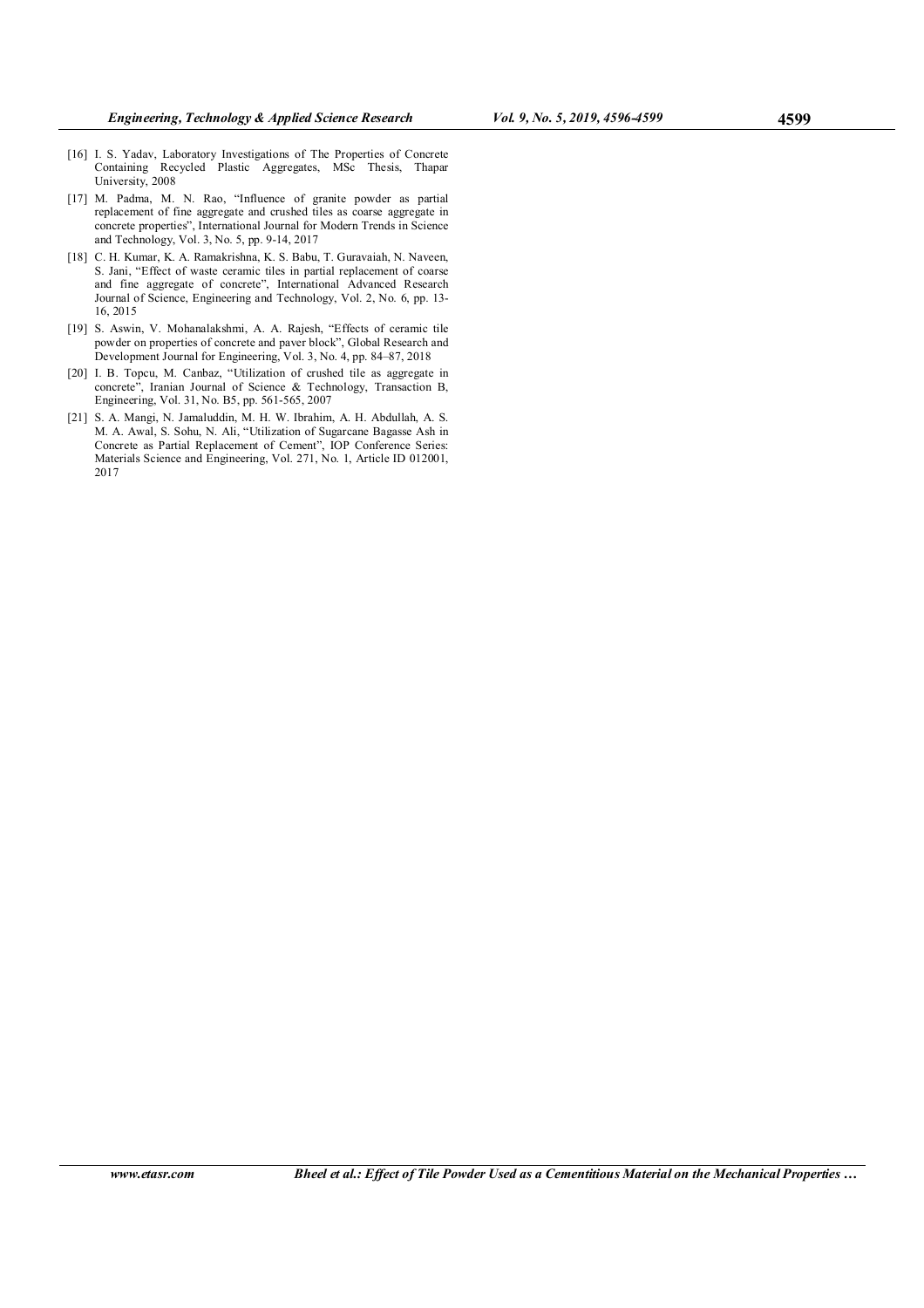[16] I. S. Yadav, Laboratory Investigations of The Properties of Concrete Containing Recycled Plastic Aggregates, MSc Thesis, Thapar University, 2008

[17] M. Padma, M. N. Rao, "Influence of granite powder as partial replacement of fine aggregate and crushed tiles as coarse aggregate in concrete properties", International Journal for Modern Trends in Science and Technology, Vol. 3, No. 5, pp. 9-14, 2017

[18] C. H. Kumar, K. A. Ramakrishna, K. S. Babu, T. Guravaiah, N. Naveen, S. Jani, "Effect of waste ceramic tiles in partial replacement of coarse and fine aggregate of concrete", International Advanced Research Journal of Science, Engineering and Technology, Vol. 2, No. 6, pp. 13-16, 2015

[19] S. Aswin, V. Mohanalakshmi, A. A. Rajesh, "Effects of ceramic tile powder on properties of concrete and paver block", Global Research and Development Journal for Engineering, Vol. 3, No. 4, pp. 84–87, 2018

[20] I. B. Topcu, M. Canbaz, "Utilization of crushed tile as aggregate in concrete", Iranian Journal of Science & Technology, Transaction B, Engineering, Vol. 31, No. B5, pp. 561-565, 2007

[21] S. A. Mangi, N. Jamaluddin, M. H. W. Ibrahim, A. H. Abdullah, A. S. M. A. Awal, S. Sohu, N. Ali, "Utilization of Sugarcane Bagasse Ash in Concrete as Partial Replacement of Cement", IOP Conference Series: Materials Science and Engineering, Vol. 271, No. 1, Article ID 012001, 2017